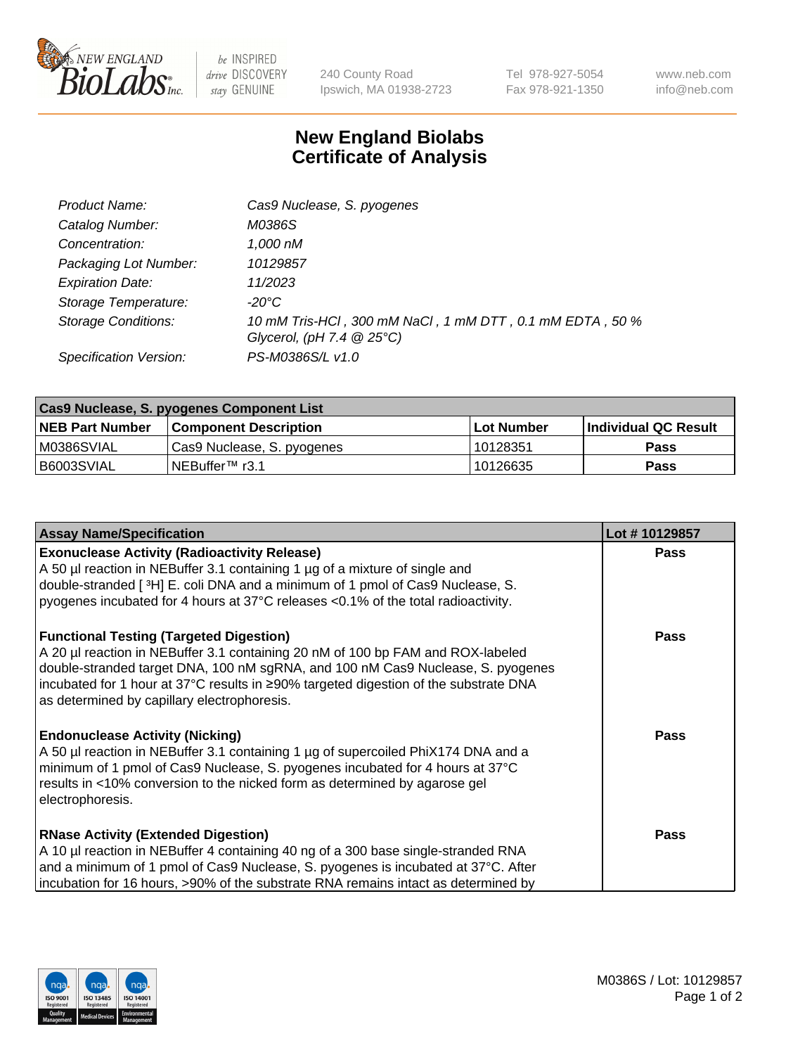# New England Biolabs Certificate of Analysis

| | |
|---|---|
| *Product Name:* | *Cas9 Nuclease, S. pyogenes* |
| *Catalog Number:* | *M0386S* |
| *Concentration:* | *1,000 nM* |
| *Packaging Lot Number:* | *10129857* |
| *Expiration Date:* | *11/2023* |
| *Storage Temperature:* | *-20°C* |
| *Storage Conditions:* | *10 mM Tris-HCl , 300 mM NaCl , 1 mM DTT , 0.1 mM EDTA , 50 % Glycerol, (pH 7.4 @ 25°C)* |
| *Specification Version:* | *PS-M0386S/L v1.0* |

| Cas9 Nuclease, S. pyogenes Component List | | | |
|---|---|---|---|
| **NEB Part Number** | **Component Description** | **Lot Number** | **Individual QC Result** |
| M0386SVIAL | Cas9 Nuclease, S. pyogenes | 10128351 | **Pass** |
| B6003SVIAL | NEBuffer™ r3.1 | 10126635 | **Pass** |

| Assay Name/Specification | Lot # 10129857 |
|---|---|
| **Exonuclease Activity (Radioactivity Release)**<br>A 50 µl reaction in NEBuffer 3.1 containing 1 µg of a mixture of single and double-stranded [ ³H] E. coli DNA and a minimum of 1 pmol of Cas9 Nuclease, S. pyogenes incubated for 4 hours at 37°C releases <0.1% of the total radioactivity. | **Pass** |
| **Functional Testing (Targeted Digestion)**<br>A 20 µl reaction in NEBuffer 3.1 containing 20 nM of 100 bp FAM and ROX-labeled double-stranded target DNA, 100 nM sgRNA, and 100 nM Cas9 Nuclease, S. pyogenes incubated for 1 hour at 37°C results in ≥90% targeted digestion of the substrate DNA as determined by capillary electrophoresis. | **Pass** |
| **Endonuclease Activity (Nicking)**<br>A 50 µl reaction in NEBuffer 3.1 containing 1 µg of supercoiled PhiX174 DNA and a minimum of 1 pmol of Cas9 Nuclease, S. pyogenes incubated for 4 hours at 37°C results in <10% conversion to the nicked form as determined by agarose gel electrophoresis. | **Pass** |
| **RNase Activity (Extended Digestion)**<br>A 10 µl reaction in NEBuffer 4 containing 40 ng of a 300 base single-stranded RNA and a minimum of 1 pmol of Cas9 Nuclease, S. pyogenes is incubated at 37°C. After incubation for 16 hours, >90% of the substrate RNA remains intact as determined by | **Pass** |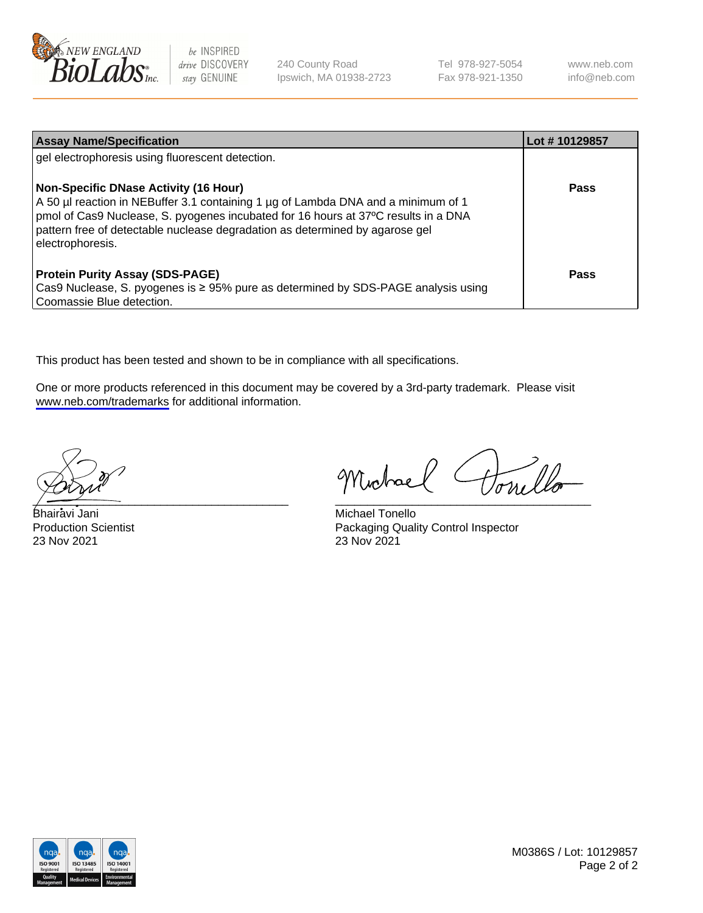| Assay Name/Specification | Lot # 10129857 |
| --- | --- |
| gel electrophoresis using fluorescent detection. | |
| **Non-Specific DNase Activity (16 Hour)**<br>A 50 µl reaction in NEBuffer 3.1 containing 1 µg of Lambda DNA and a minimum of 1 pmol of Cas9 Nuclease, S. pyogenes incubated for 16 hours at 37ºC results in a DNA pattern free of detectable nuclease degradation as determined by agarose gel electrophoresis. | **Pass** |
| **Protein Purity Assay (SDS-PAGE)**<br>Cas9 Nuclease, S. pyogenes is ≥ 95% pure as determined by SDS-PAGE analysis using Coomassie Blue detection. | **Pass** |

This product has been tested and shown to be in compliance with all specifications.

One or more products referenced in this document may be covered by a 3rd-party trademark. Please visit www.neb.com/trademarks for additional information.

Bhairavi Jani
Production Scientist
23 Nov 2021

Michael Tonello
Packaging Quality Control Inspector
23 Nov 2021

M0386S / Lot: 10129857